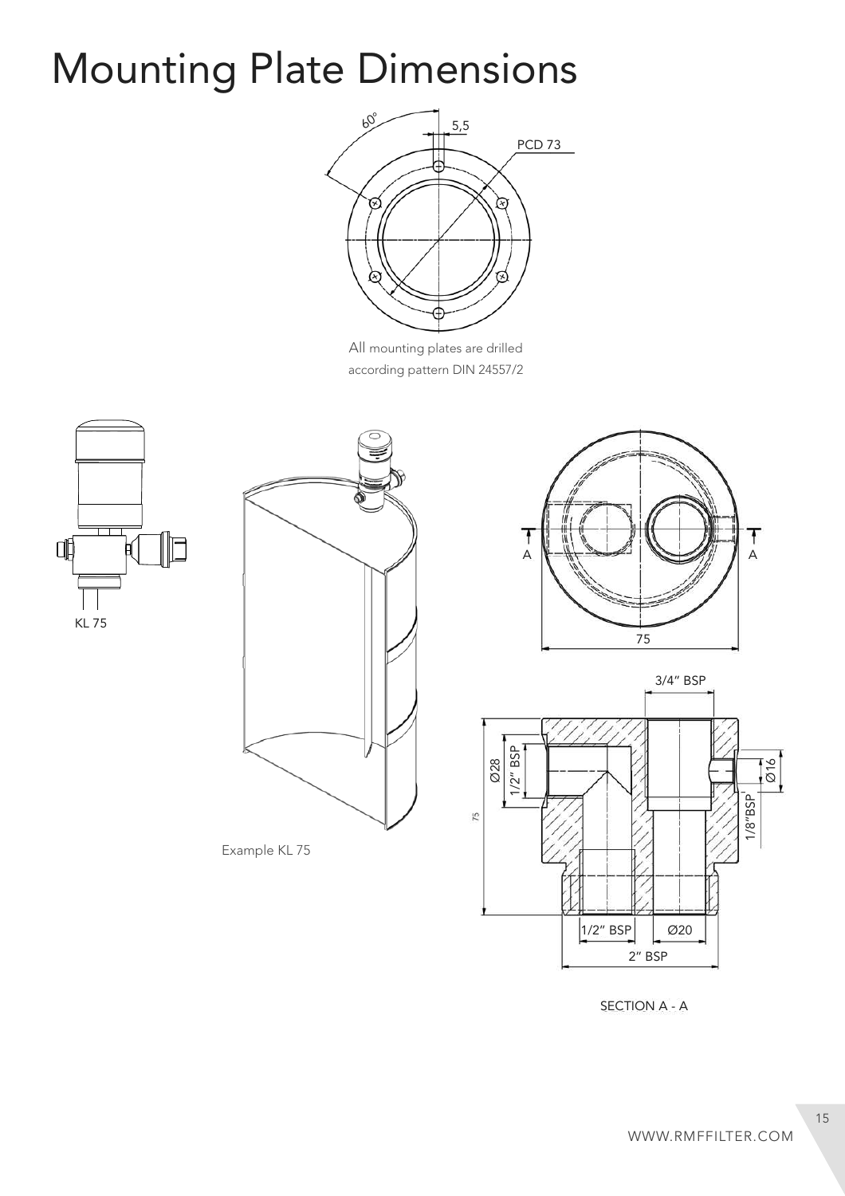# Mounting Plate Dimensions

All mounting plates are drilled according pattern DIN 24557/2

KL 75

Example KL 75

SECTION A - A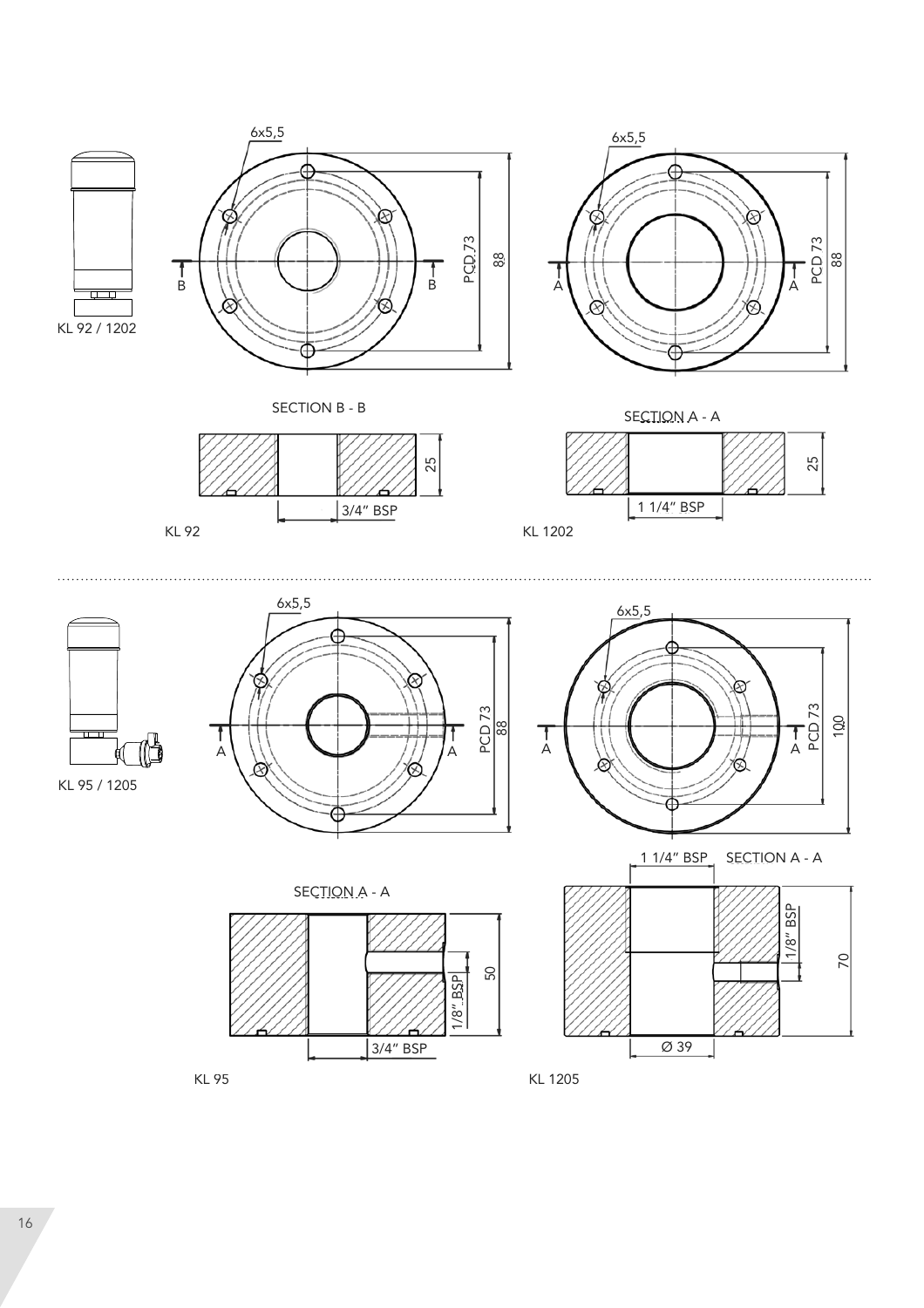KL 92 / 1202

6x5,5

PCD 73

88

B B

6x5,5

PCD 73

88

A A

SECTION B - B

25

3/4" BSP

KL 92

SECTION A - A

25

1 1/4" BSP

KL 1202

KL 95 / 1205

6x5,5

PCD 73

88

A A

6x5,5

PCD 73

100

A A

SECTION A - A

50

1/8" BSP

3/4" BSP

KL 95

1 1/4" BSP

SECTION A - A

1/8" BSP

70

Ø 39

KL 1205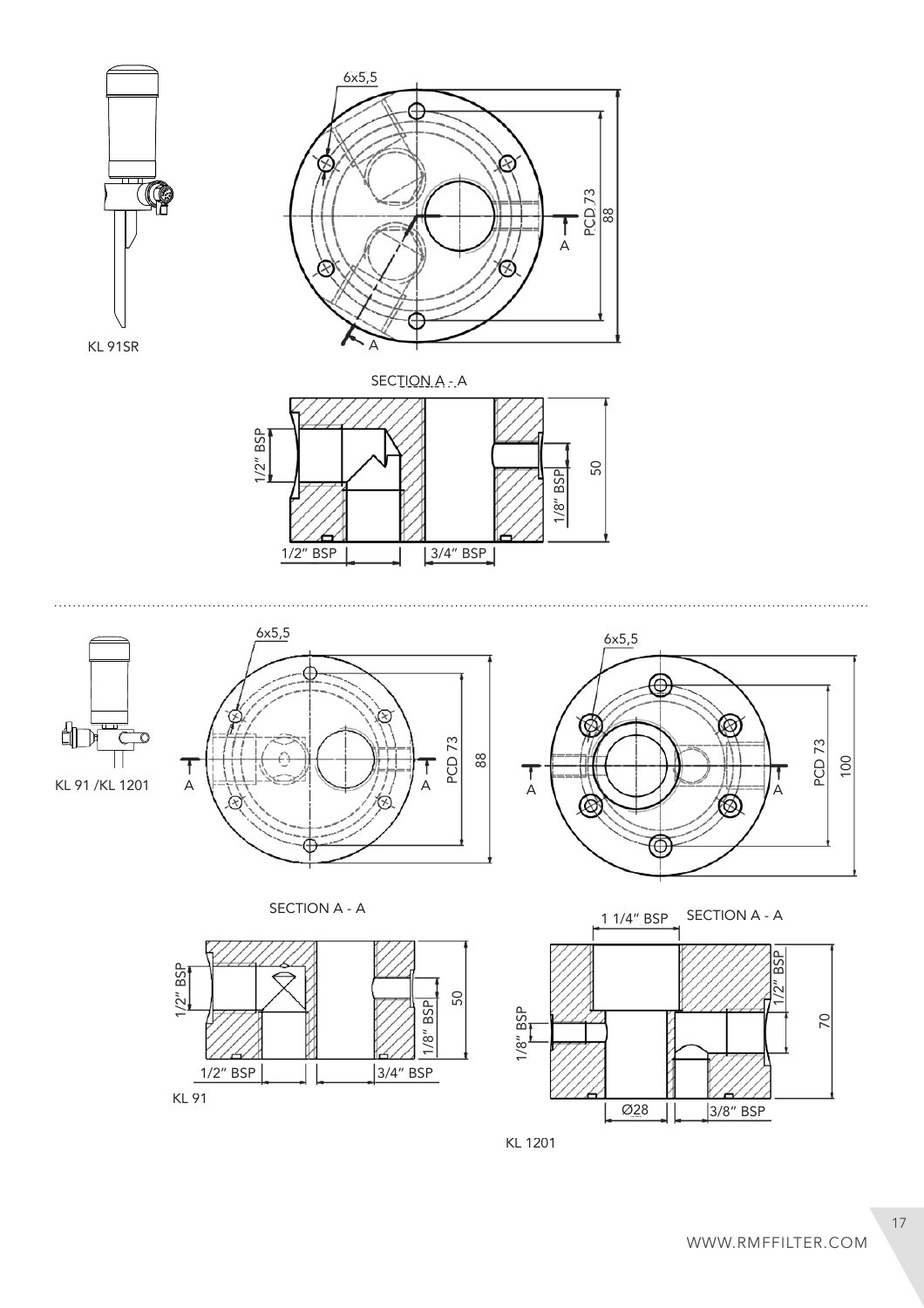KL 91SR

6x5,5

PCD 73

88

A

A

SECTION A - A

1/2" BSP

1/8" BSP

50

1/2" BSP

3/4" BSP

KL 91 /KL 1201

6x5,5

PCD 73

88

A

A

6x5,5

PCD 73

100

A

A

SECTION A - A

1/2" BSP

1/8" BSP

50

1/2" BSP

3/4" BSP

KL 91

1 1/4" BSP

SECTION A - A

1/8" BSP

1/2" BSP

70

Ø28

3/8" BSP

KL 1201

WWW.RMFFILTER.COM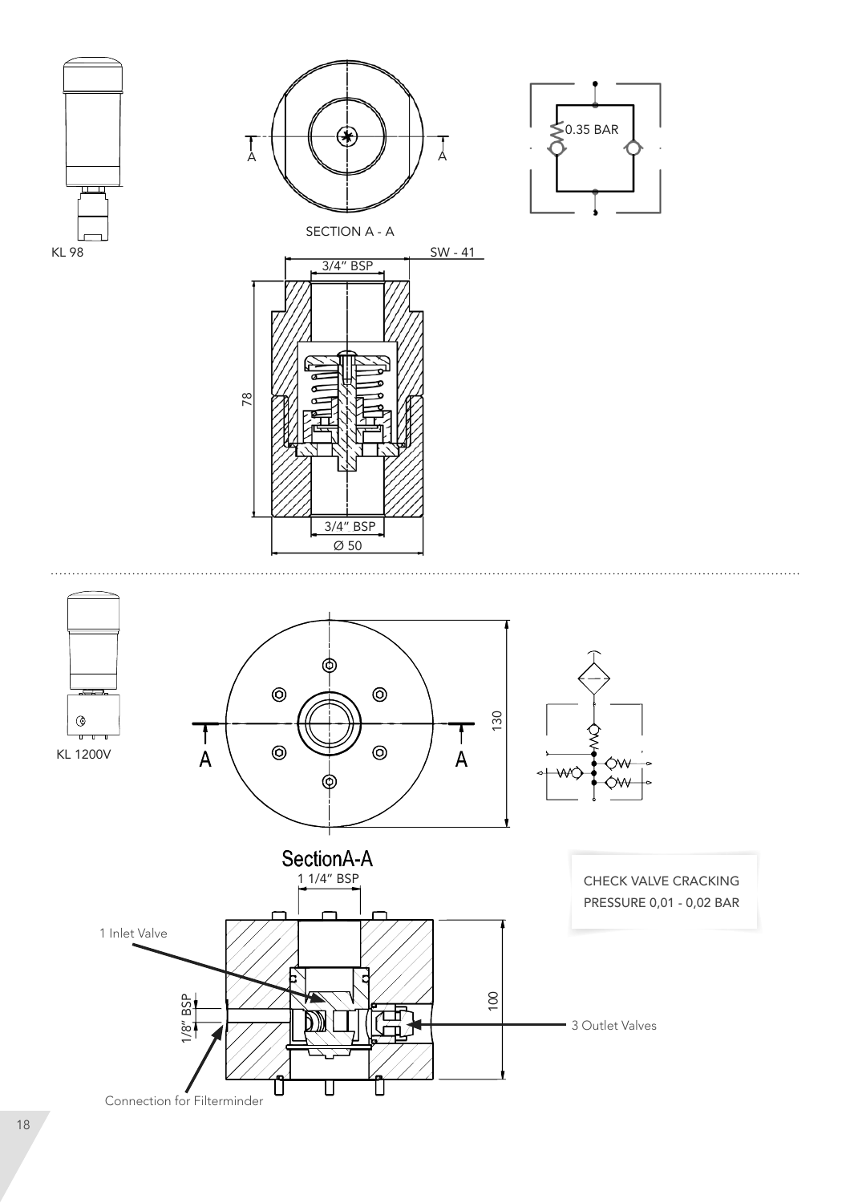KL 98

SECTION A - A

0.35 BAR

3/4" BSP

SW - 41

78

3/4" BSP

Ø 50

KL 1200V

130

SectionA-A

1 1/4" BSP

CHECK VALVE CRACKING PRESSURE 0,01 - 0,02 BAR

1 Inlet Valve

1/8" BSP

100

3 Outlet Valves

Connection for Filterminder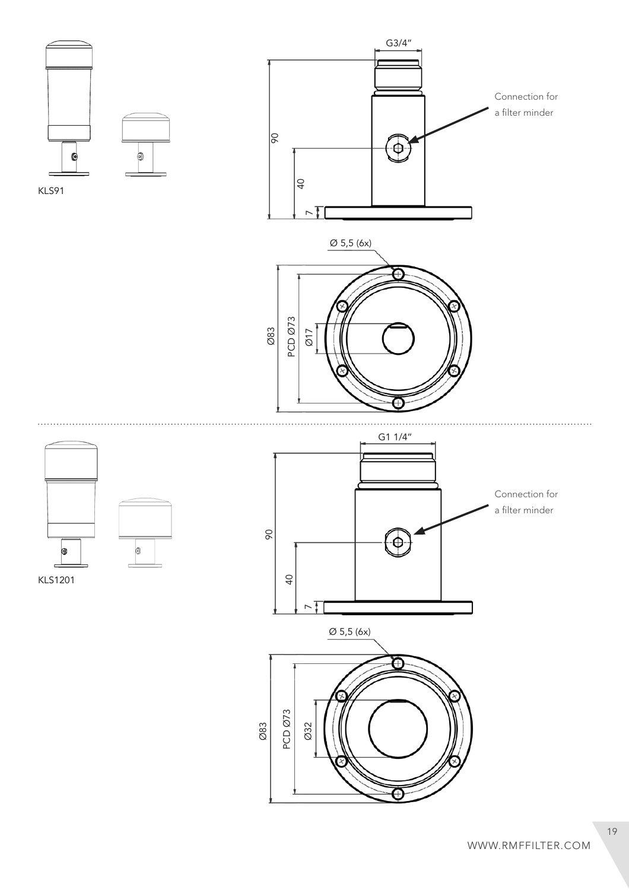KLS91

G3/4"

Connection for a filter minder

90

40

7

Ø 5,5 (6x)

Ø83

PCD Ø73

Ø17

KLS1201

G1 1/4"

Connection for a filter minder

90

40

7

Ø 5,5 (6x)

Ø83

PCD Ø73

Ø32

WWW.RMFFILTER.COM